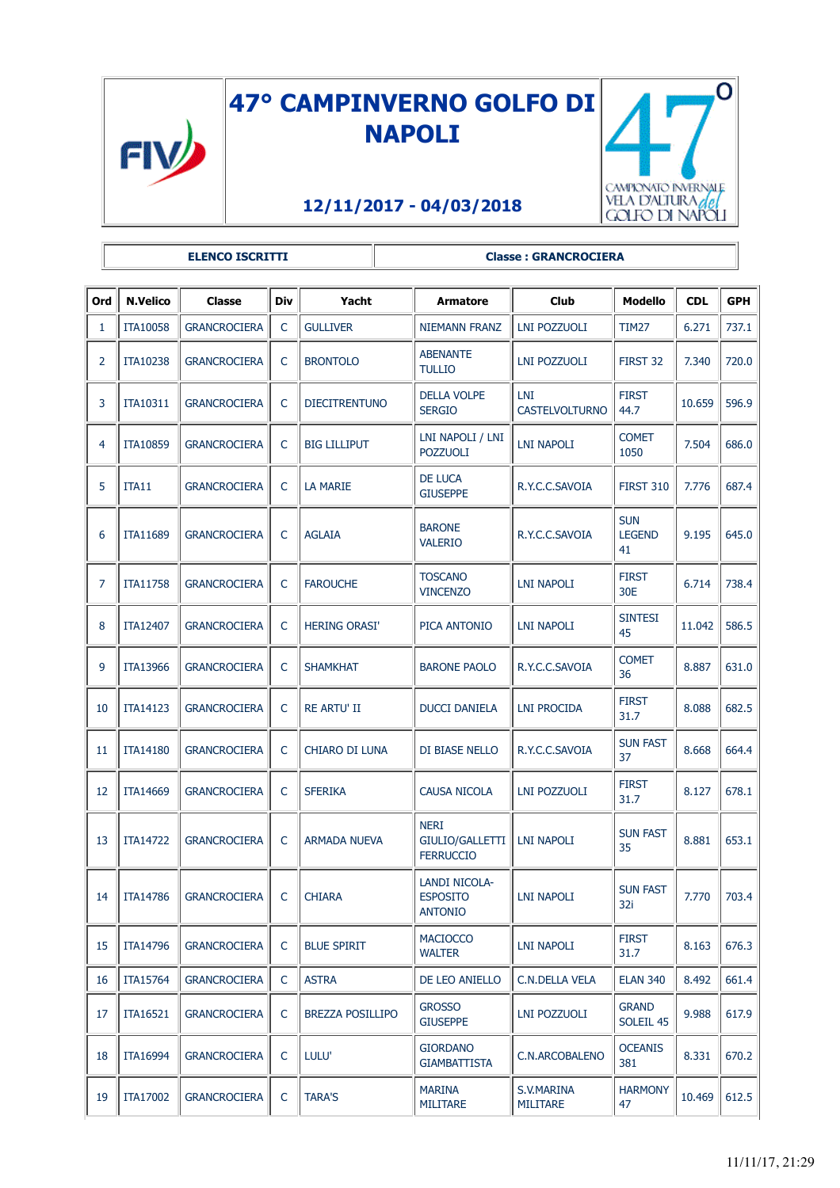# 47° CAMPINVERNO GOLFO DI NAPOLI

**12/11/2017 - 04/03/2018**

| ELENCO ISCRITTI | Classe : GRANCROCIERA |
|---|---|

| Ord | N.Velico | Classe | Div | Yacht | Armatore | Club | Modello | CDL | GPH |
|---|---|---|---|---|---|---|---|---|---|
| 1 | ITA10058 | GRANCROCIERA | C | GULLIVER | NIEMANN FRANZ | LNI POZZUOLI | TIM27 | 6.271 | 737.1 |
| 2 | ITA10238 | GRANCROCIERA | C | BRONTOLO | ABENANTE TULLIO | LNI POZZUOLI | FIRST 32 | 7.340 | 720.0 |
| 3 | ITA10311 | GRANCROCIERA | C | DIECITRENTUNO | DELLA VOLPE SERGIO | LNI CASTELVOLTURNO | FIRST 44.7 | 10.659 | 596.9 |
| 4 | ITA10859 | GRANCROCIERA | C | BIG LILLIPUT | LNI NAPOLI / LNI POZZUOLI | LNI NAPOLI | COMET 1050 | 7.504 | 686.0 |
| 5 | ITA11 | GRANCROCIERA | C | LA MARIE | DE LUCA GIUSEPPE | R.Y.C.C.SAVOIA | FIRST 310 | 7.776 | 687.4 |
| 6 | ITA11689 | GRANCROCIERA | C | AGLAIA | BARONE VALERIO | R.Y.C.C.SAVOIA | SUN LEGEND 41 | 9.195 | 645.0 |
| 7 | ITA11758 | GRANCROCIERA | C | FAROUCHE | TOSCANO VINCENZO | LNI NAPOLI | FIRST 30E | 6.714 | 738.4 |
| 8 | ITA12407 | GRANCROCIERA | C | HERING ORASI' | PICA ANTONIO | LNI NAPOLI | SINTESI 45 | 11.042 | 586.5 |
| 9 | ITA13966 | GRANCROCIERA | C | SHAMKHAT | BARONE PAOLO | R.Y.C.C.SAVOIA | COMET 36 | 8.887 | 631.0 |
| 10 | ITA14123 | GRANCROCIERA | C | RE ARTU' II | DUCCI DANIELA | LNI PROCIDA | FIRST 31.7 | 8.088 | 682.5 |
| 11 | ITA14180 | GRANCROCIERA | C | CHIARO DI LUNA | DI BIASE NELLO | R.Y.C.C.SAVOIA | SUN FAST 37 | 8.668 | 664.4 |
| 12 | ITA14669 | GRANCROCIERA | C | SFERIKA | CAUSA NICOLA | LNI POZZUOLI | FIRST 31.7 | 8.127 | 678.1 |
| 13 | ITA14722 | GRANCROCIERA | C | ARMADA NUEVA | NERI GIULIO/GALLETTI FERRUCCIO | LNI NAPOLI | SUN FAST 35 | 8.881 | 653.1 |
| 14 | ITA14786 | GRANCROCIERA | C | CHIARA | LANDI NICOLA-ESPOSITO ANTONIO | LNI NAPOLI | SUN FAST 32i | 7.770 | 703.4 |
| 15 | ITA14796 | GRANCROCIERA | C | BLUE SPIRIT | MACIOCCO WALTER | LNI NAPOLI | FIRST 31.7 | 8.163 | 676.3 |
| 16 | ITA15764 | GRANCROCIERA | C | ASTRA | DE LEO ANIELLO | C.N.DELLA VELA | ELAN 340 | 8.492 | 661.4 |
| 17 | ITA16521 | GRANCROCIERA | C | BREZZA POSILLIPO | GROSSO GIUSEPPE | LNI POZZUOLI | GRAND SOLEIL 45 | 9.988 | 617.9 |
| 18 | ITA16994 | GRANCROCIERA | C | LULU' | GIORDANO GIAMBATTISTA | C.N.ARCOBALENO | OCEANIS 381 | 8.331 | 670.2 |
| 19 | ITA17002 | GRANCROCIERA | C | TARA'S | MARINA MILITARE | S.V.MARINA MILITARE | HARMONY 47 | 10.469 | 612.5 |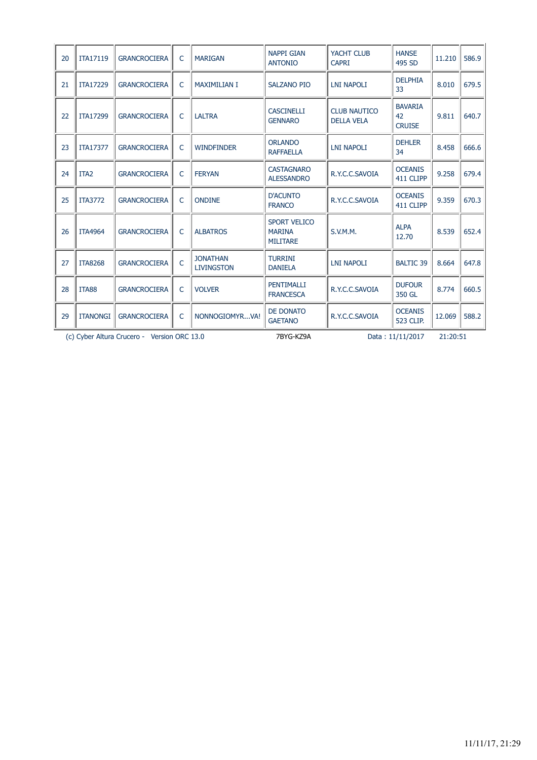| | | | | | | | | | |
|---|---|---|---|---|---|---|---|---|---|
| 20 | ITA17119 | GRANCROCIERA | C | MARIGAN | NAPPI GIAN ANTONIO | YACHT CLUB CAPRI | HANSE 495 SD | 11.210 | 586.9 |
| 21 | ITA17229 | GRANCROCIERA | C | MAXIMILIAN I | SALZANO PIO | LNI NAPOLI | DELPHIA 33 | 8.010 | 679.5 |
| 22 | ITA17299 | GRANCROCIERA | C | LALTRA | CASCINELLI GENNARO | CLUB NAUTICO DELLA VELA | BAVARIA 42 CRUISE | 9.811 | 640.7 |
| 23 | ITA17377 | GRANCROCIERA | C | WINDFINDER | ORLANDO RAFFAELLA | LNI NAPOLI | DEHLER 34 | 8.458 | 666.6 |
| 24 | ITA2 | GRANCROCIERA | C | FERYAN | CASTAGNARO ALESSANDRO | R.Y.C.C.SAVOIA | OCEANIS 411 CLIPP | 9.258 | 679.4 |
| 25 | ITA3772 | GRANCROCIERA | C | ONDINE | D'ACUNTO FRANCO | R.Y.C.C.SAVOIA | OCEANIS 411 CLIPP | 9.359 | 670.3 |
| 26 | ITA4964 | GRANCROCIERA | C | ALBATROS | SPORT VELICO MARINA MILITARE | S.V.M.M. | ALPA 12.70 | 8.539 | 652.4 |
| 27 | ITA8268 | GRANCROCIERA | C | JONATHAN LIVINGSTON | TURRINI DANIELA | LNI NAPOLI | BALTIC 39 | 8.664 | 647.8 |
| 28 | ITA88 | GRANCROCIERA | C | VOLVER | PENTIMALLI FRANCESCA | R.Y.C.C.SAVOIA | DUFOUR 350 GL | 8.774 | 660.5 |
| 29 | ITANONGI | GRANCROCIERA | C | NONNOGIOMYR...VA! | DE DONATO GAETANO | R.Y.C.C.SAVOIA | OCEANIS 523 CLIP. | 12.069 | 588.2 |

(c) Cyber Altura Crucero - Version ORC 13.0    7BYG-KZ9A    Data : 11/11/2017    21:20:51